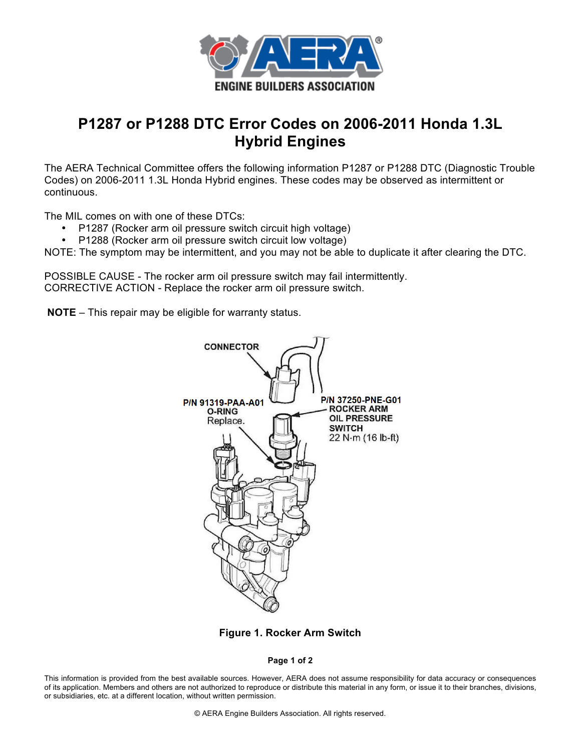# P1287 or P1288 DTC Error Codes on 2006-2011 Honda 1.3L Hybrid Engines

The AERA Technical Committee offers the following information P1287 or P1288 DTC (Diagnostic Trouble Codes) on 2006-2011 1.3L Honda Hybrid engines. These codes may be observed as intermittent or continuous.

The MIL comes on with one of these DTCs:

- P1287 (Rocker arm oil pressure switch circuit high voltage)
- P1288 (Rocker arm oil pressure switch circuit low voltage)

NOTE: The symptom may be intermittent, and you may not be able to duplicate it after clearing the DTC.

POSSIBLE CAUSE - The rocker arm oil pressure switch may fail intermittently.
CORRECTIVE ACTION - Replace the rocker arm oil pressure switch.

**NOTE** – This repair may be eligible for warranty status.

CONNECTOR

P/N 91319-PAA-A01
O-RING
Replace.

P/N 37250-PNE-G01
ROCKER ARM
OIL PRESSURE
SWITCH
22 N·m (16 lb-ft)

**Figure 1. Rocker Arm Switch**

This information is provided from the best available sources. However, AERA does not assume responsibility for data accuracy or consequences of its application. Members and others are not authorized to reproduce or distribute this material in any form, or issue it to their branches, divisions, or subsidiaries, etc. at a different location, without written permission.

© AERA Engine Builders Association. All rights reserved.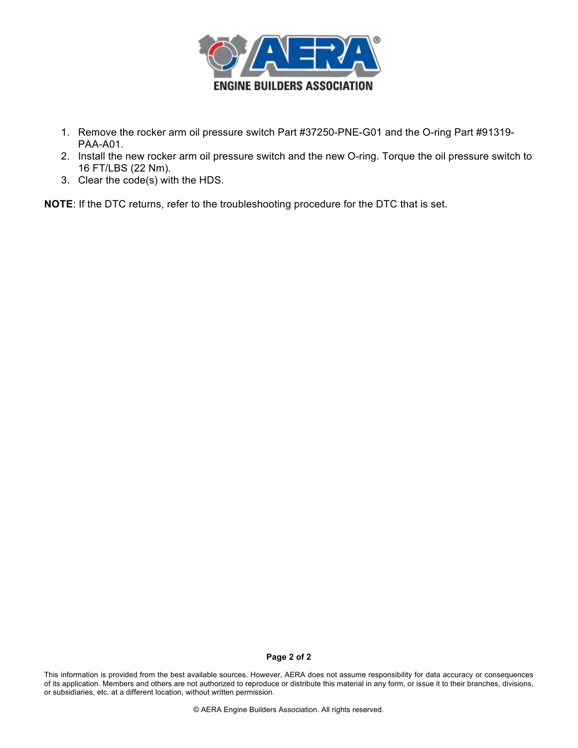1. Remove the rocker arm oil pressure switch Part #37250-PNE-G01 and the O-ring Part #91319-PAA-A01.
2. Install the new rocker arm oil pressure switch and the new O-ring. Torque the oil pressure switch to 16 FT/LBS (22 Nm).
3. Clear the code(s) with the HDS.

**NOTE**: If the DTC returns, refer to the troubleshooting procedure for the DTC that is set.

This information is provided from the best available sources. However, AERA does not assume responsibility for data accuracy or consequences of its application. Members and others are not authorized to reproduce or distribute this material in any form, or issue it to their branches, divisions, or subsidiaries, etc. at a different location, without written permission.

© AERA Engine Builders Association. All rights reserved.